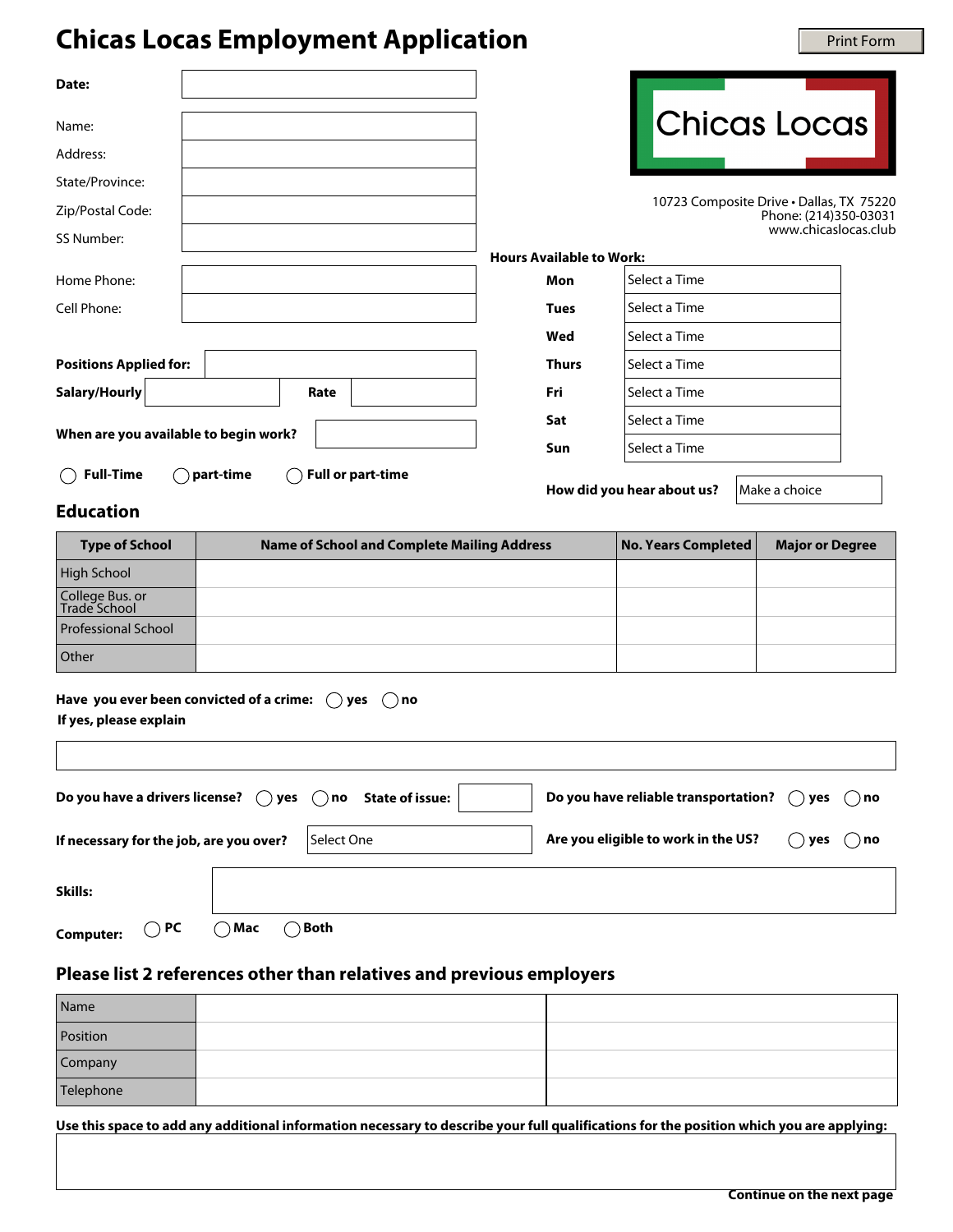# Chicas Locas Employment Application

Print Form

**Chicas Locas**

10723 Composite Drive • Dallas, TX 75220
Phone: (214)350-03031
www.chicaslocas.club

**Date:**

Name:

Address:

State/Province:

Zip/Postal Code:

SS Number:

Home Phone:

Cell Phone:

**Hours Available to Work:**

| | |
|---|---|
| **Mon** | Select a Time |
| **Tues** | Select a Time |
| **Wed** | Select a Time |
| **Thurs** | Select a Time |
| **Fri** | Select a Time |
| **Sat** | Select a Time |
| **Sun** | Select a Time |

**Positions Applied for:**

**Salary/Hourly** **Rate**

**When are you available to begin work?**

◯ **Full-Time** ◯ **part-time** ◯ **Full or part-time**

**How did you hear about us?** Make a choice

## Education

| Type of School | Name of School and Complete Mailing Address | No. Years Completed | Major or Degree |
|---|---|---|---|
| High School | | | |
| College Bus. or Trade School | | | |
| Professional School | | | |
| Other | | | |

**Have you ever been convicted of a crime:** ◯ **yes** ◯ **no**

**If yes, please explain**

**Do you have a drivers license?** ◯ **yes** ◯ **no** **State of issue:**

**Do you have reliable transportation?** ◯ **yes** ◯ **no**

**If necessary for the job, are you over?** Select One

**Are you eligible to work in the US?** ◯ **yes** ◯ **no**

**Skills:**

**Computer:** ◯ **PC** ◯ **Mac** ◯ **Both**

## Please list 2 references other than relatives and previous employers

| | | |
|---|---|---|
| Name | | |
| Position | | |
| Company | | |
| Telephone | | |

**Use this space to add any additional information necessary to describe your full qualifications for the position which you are applying:**

**Continue on the next page**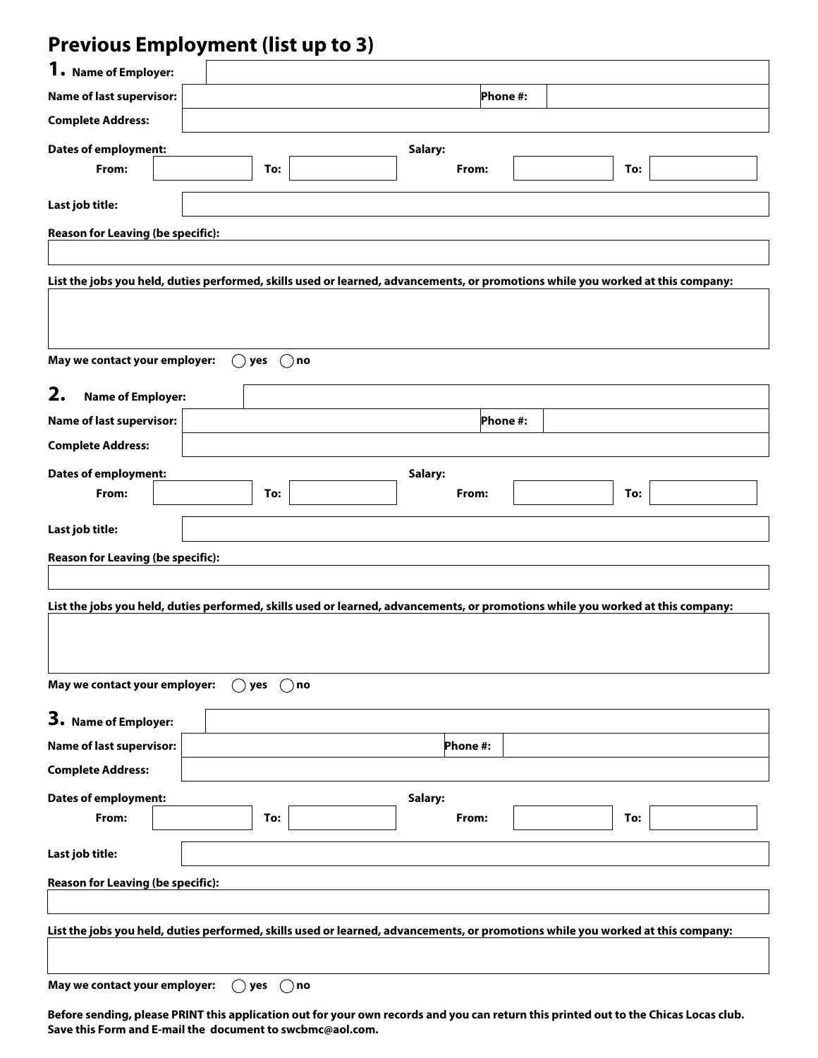# Previous Employment (list up to 3)

**1.** **Name of Employer:**

**Name of last supervisor:** **Phone #:**

**Complete Address:**

**Dates of employment:**
**From:** **To:**

**Salary:**
**From:** **To:**

**Last job title:**

**Reason for Leaving (be specific):**

**List the jobs you held, duties performed, skills used or learned, advancements, or promotions while you worked at this company:**

**May we contact your employer:** ◯ **yes** ◯ **no**

**2.** **Name of Employer:**

**Name of last supervisor:** **Phone #:**

**Complete Address:**

**Dates of employment:**
**From:** **To:**

**Salary:**
**From:** **To:**

**Last job title:**

**Reason for Leaving (be specific):**

**List the jobs you held, duties performed, skills used or learned, advancements, or promotions while you worked at this company:**

**May we contact your employer:** ◯ **yes** ◯ **no**

**3.** **Name of Employer:**

**Name of last supervisor:** **Phone #:**

**Complete Address:**

**Dates of employment:**
**From:** **To:**

**Salary:**
**From:** **To:**

**Last job title:**

**Reason for Leaving (be specific):**

**List the jobs you held, duties performed, skills used or learned, advancements, or promotions while you worked at this company:**

**May we contact your employer:** ◯ **yes** ◯ **no**

**Before sending, please PRINT this application out for your own records and you can return this printed out to the Chicas Locas club. Save this Form and E-mail the document to swcbmc@aol.com.**